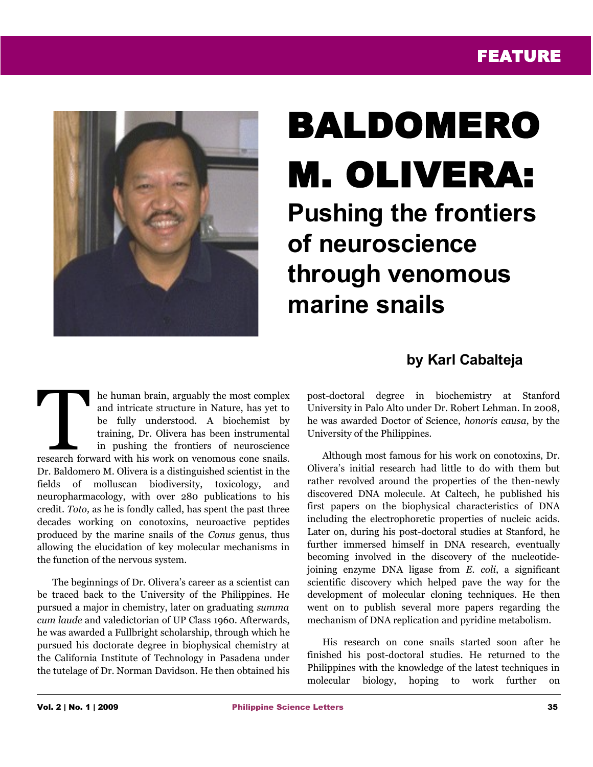FEATURE

# BALDOMERO M. OLIVERA:

## Pushing the frontiers of neuroscience through venomous marine snails

**by Karl Cabalteja**

The human brain, arguably the most complex and intricate structure in Nature, has yet to be fully understood. A biochemist by training, Dr. Olivera has been instrumental in pushing the frontiers of neuroscience research forward with his work on venomous cone snails. Dr. Baldomero M. Olivera is a distinguished scientist in the fields of molluscan biodiversity, toxicology, and neuropharmacology, with over 280 publications to his credit. *Toto,* as he is fondly called, has spent the past three decades working on conotoxins, neuroactive peptides produced by the marine snails of the *Conus* genus, thus allowing the elucidation of key molecular mechanisms in the function of the nervous system.

The beginnings of Dr. Olivera's career as a scientist can be traced back to the University of the Philippines. He pursued a major in chemistry, later on graduating *summa cum laude* and valedictorian of UP Class 1960. Afterwards, he was awarded a Fullbright scholarship, through which he pursued his doctorate degree in biophysical chemistry at the California Institute of Technology in Pasadena under the tutelage of Dr. Norman Davidson. He then obtained his post-doctoral degree in biochemistry at Stanford University in Palo Alto under Dr. Robert Lehman. In 2008, he was awarded Doctor of Science, *honoris causa*, by the University of the Philippines.

Although most famous for his work on conotoxins, Dr. Olivera's initial research had little to do with them but rather revolved around the properties of the then-newly discovered DNA molecule. At Caltech, he published his first papers on the biophysical characteristics of DNA including the electrophoretic properties of nucleic acids. Later on, during his post-doctoral studies at Stanford, he further immersed himself in DNA research, eventually becoming involved in the discovery of the nucleotide-joining enzyme DNA ligase from *E. coli*, a significant scientific discovery which helped pave the way for the development of molecular cloning techniques. He then went on to publish several more papers regarding the mechanism of DNA replication and pyridine metabolism.

His research on cone snails started soon after he finished his post-doctoral studies. He returned to the Philippines with the knowledge of the latest techniques in molecular biology, hoping to work further on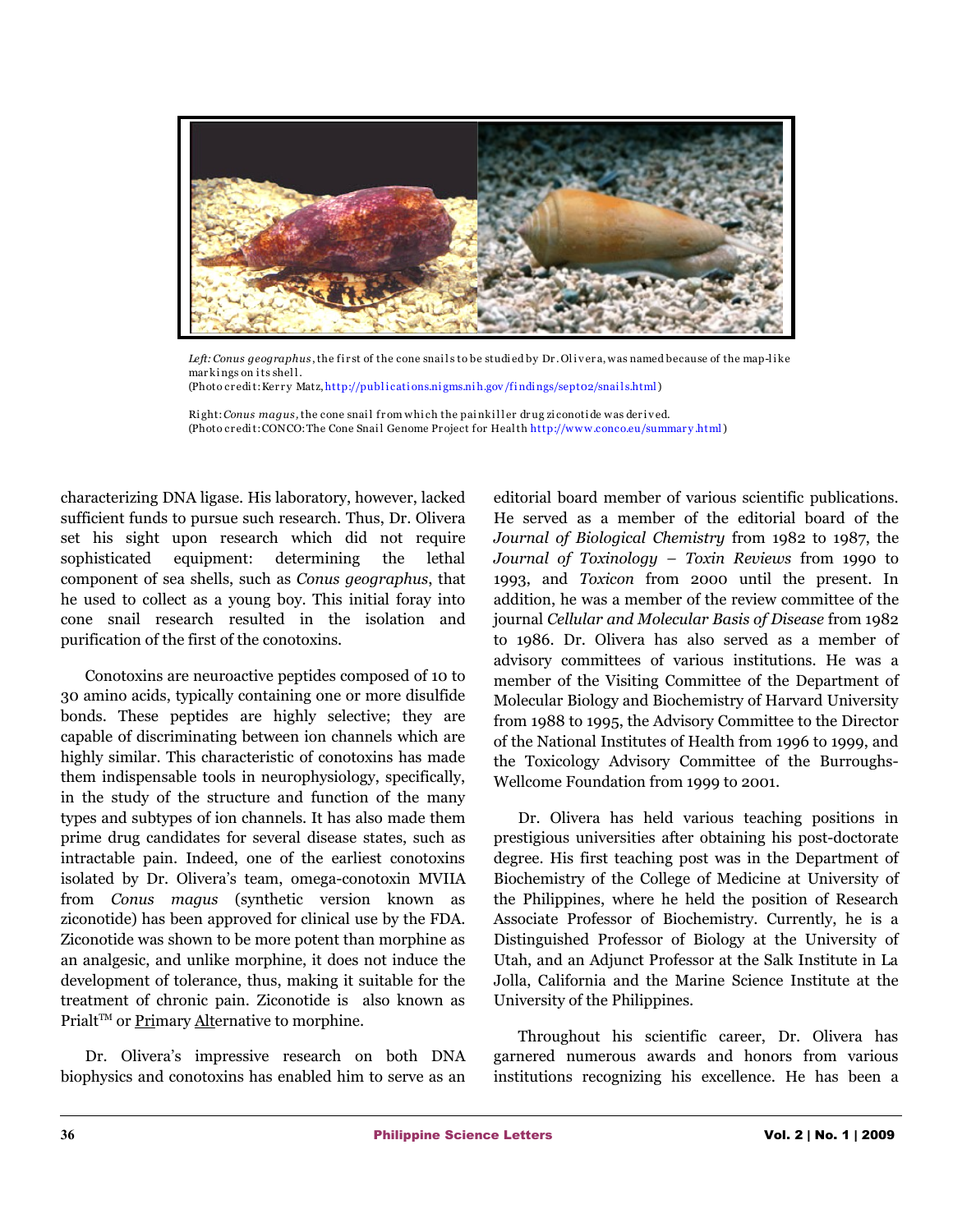*Left: Conus geographus*, the first of the cone snails to be studied by Dr. Olivera, was named because of the map-like markings on its shell.
(Photo credit: Kerry Matz, http://publications.nigms.nih.gov/findings/sept02/snails.html)

Right: *Conus magus*, the cone snail from which the painkiller drug ziconotide was derived.
(Photo credit: CONCO: The Cone Snail Genome Project for Health http://www.conco.eu/summary.html)

characterizing DNA ligase. His laboratory, however, lacked sufficient funds to pursue such research. Thus, Dr. Olivera set his sight upon research which did not require sophisticated equipment: determining the lethal component of sea shells, such as *Conus geographus*, that he used to collect as a young boy. This initial foray into cone snail research resulted in the isolation and purification of the first of the conotoxins.

Conotoxins are neuroactive peptides composed of 10 to 30 amino acids, typically containing one or more disulfide bonds. These peptides are highly selective; they are capable of discriminating between ion channels which are highly similar. This characteristic of conotoxins has made them indispensable tools in neurophysiology, specifically, in the study of the structure and function of the many types and subtypes of ion channels. It has also made them prime drug candidates for several disease states, such as intractable pain. Indeed, one of the earliest conotoxins isolated by Dr. Olivera's team, omega-conotoxin MVIIA from *Conus magus* (synthetic version known as ziconotide) has been approved for clinical use by the FDA. Ziconotide was shown to be more potent than morphine as an analgesic, and unlike morphine, it does not induce the development of tolerance, thus, making it suitable for the treatment of chronic pain. Ziconotide is also known as Prialt™ or Primary Alternative to morphine.

Dr. Olivera's impressive research on both DNA biophysics and conotoxins has enabled him to serve as an editorial board member of various scientific publications. He served as a member of the editorial board of the *Journal of Biological Chemistry* from 1982 to 1987, the *Journal of Toxinology – Toxin Reviews* from 1990 to 1993, and *Toxicon* from 2000 until the present. In addition, he was a member of the review committee of the journal *Cellular and Molecular Basis of Disease* from 1982 to 1986. Dr. Olivera has also served as a member of advisory committees of various institutions. He was a member of the Visiting Committee of the Department of Molecular Biology and Biochemistry of Harvard University from 1988 to 1995, the Advisory Committee to the Director of the National Institutes of Health from 1996 to 1999, and the Toxicology Advisory Committee of the Burroughs-Wellcome Foundation from 1999 to 2001.

Dr. Olivera has held various teaching positions in prestigious universities after obtaining his post-doctorate degree. His first teaching post was in the Department of Biochemistry of the College of Medicine at University of the Philippines, where he held the position of Research Associate Professor of Biochemistry. Currently, he is a Distinguished Professor of Biology at the University of Utah, and an Adjunct Professor at the Salk Institute in La Jolla, California and the Marine Science Institute at the University of the Philippines.

Throughout his scientific career, Dr. Olivera has garnered numerous awards and honors from various institutions recognizing his excellence. He has been a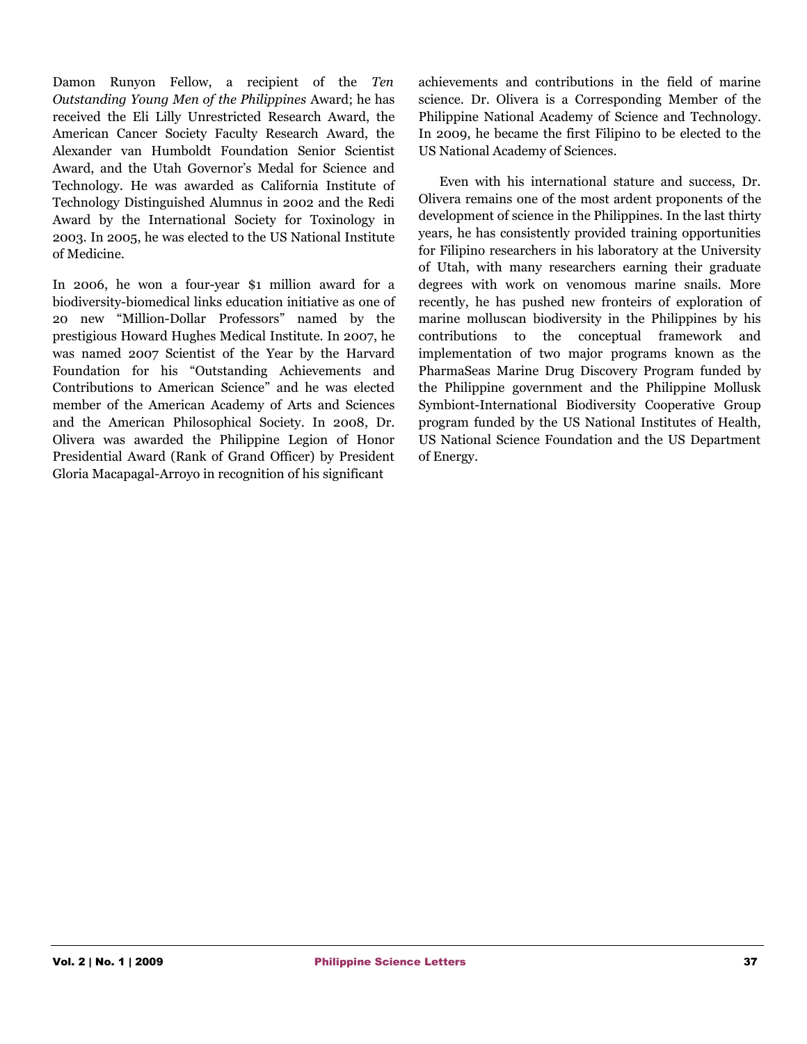Damon Runyon Fellow, a recipient of the *Ten Outstanding Young Men of the Philippines* Award; he has received the Eli Lilly Unrestricted Research Award, the American Cancer Society Faculty Research Award, the Alexander van Humboldt Foundation Senior Scientist Award, and the Utah Governor's Medal for Science and Technology. He was awarded as California Institute of Technology Distinguished Alumnus in 2002 and the Redi Award by the International Society for Toxinology in 2003. In 2005, he was elected to the US National Institute of Medicine.

In 2006, he won a four-year $1 million award for a biodiversity-biomedical links education initiative as one of 20 new "Million-Dollar Professors" named by the prestigious Howard Hughes Medical Institute. In 2007, he was named 2007 Scientist of the Year by the Harvard Foundation for his "Outstanding Achievements and Contributions to American Science" and he was elected member of the American Academy of Arts and Sciences and the American Philosophical Society. In 2008, Dr. Olivera was awarded the Philippine Legion of Honor Presidential Award (Rank of Grand Officer) by President Gloria Macapagal-Arroyo in recognition of his significant achievements and contributions in the field of marine science. Dr. Olivera is a Corresponding Member of the Philippine National Academy of Science and Technology. In 2009, he became the first Filipino to be elected to the US National Academy of Sciences.

Even with his international stature and success, Dr. Olivera remains one of the most ardent proponents of the development of science in the Philippines. In the last thirty years, he has consistently provided training opportunities for Filipino researchers in his laboratory at the University of Utah, with many researchers earning their graduate degrees with work on venomous marine snails. More recently, he has pushed new fronteirs of exploration of marine molluscan biodiversity in the Philippines by his contributions to the conceptual framework and implementation of two major programs known as the PharmaSeas Marine Drug Discovery Program funded by the Philippine government and the Philippine Mollusk Symbiont-International Biodiversity Cooperative Group program funded by the US National Institutes of Health, US National Science Foundation and the US Department of Energy.